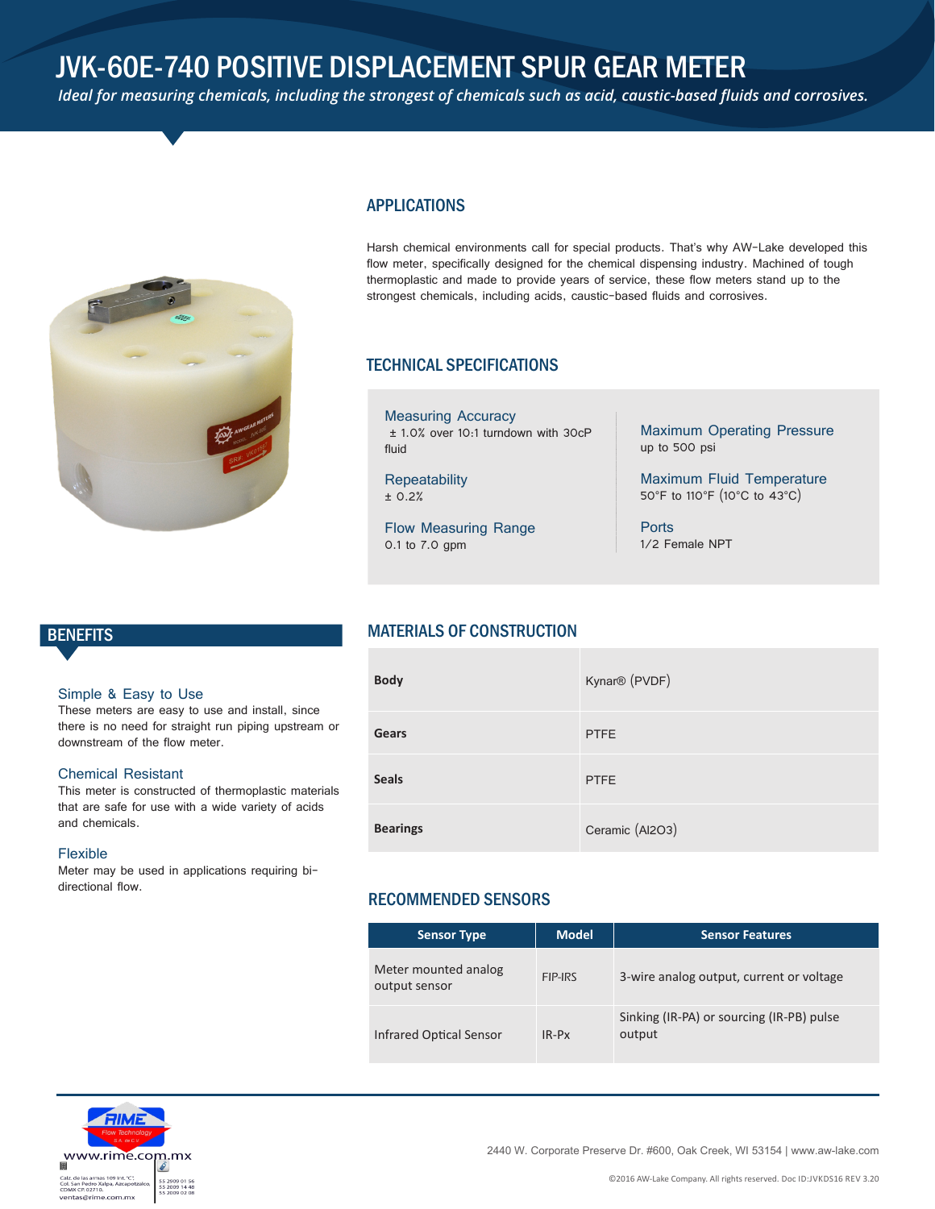# JVK-60E-740 POSITIVE DISPLACEMENT SPUR GEAR METER

*Ideal for measuring chemicals, including the strongest of chemicals such as acid, caustic-based fluids and corrosives.*

## APPLICATIONS

Harsh chemical environments call for special products. That's why AW-Lake developed this flow meter, specifically designed for the chemical dispensing industry. Machined of tough thermoplastic and made to provide years of service, these flow meters stand up to the strongest chemicals, including acids, caustic-based fluids and corrosives.

## TECHNICAL SPECIFICATIONS

**Measuring Accuracy**
± 1.0% over 10:1 turndown with 30cP fluid

**Repeatability**
± 0.2%

**Flow Measuring Range**
0.1 to 7.0 gpm

**Maximum Operating Pressure**
up to 500 psi

**Maximum Fluid Temperature**
50°F to 110°F (10°C to 43°C)

**Ports**
1/2 Female NPT

## BENEFITS

**Simple & Easy to Use**
These meters are easy to use and install, since there is no need for straight run piping upstream or downstream of the flow meter.

**Chemical Resistant**
This meter is constructed of thermoplastic materials that are safe for use with a wide variety of acids and chemicals.

**Flexible**
Meter may be used in applications requiring bi-directional flow.

## MATERIALS OF CONSTRUCTION

| | |
|---|---|
| **Body** | Kynar® (PVDF) |
| **Gears** | PTFE |
| **Seals** | PTFE |
| **Bearings** | Ceramic ($Al_2O_3$) |

## RECOMMENDED SENSORS

| Sensor Type | Model | Sensor Features |
|---|---|---|
| Meter mounted analog output sensor | FIP-IRS | 3-wire analog output, current or voltage |
| Infrared Optical Sensor | IR-Px | Sinking (IR-PA) or sourcing (IR-PB) pulse output |

RIME Flow Technology S.A. de C.V.
www.rime.com.mx
Calz. de las armas 109 Int. "C" Col. San Pedro Xalpa, Azcapotzalco, CDMX CP. 02710.
ventas@rime.com.mx
55 2909 01 56
55 2009 14 48
55 2009 02 08

2440 W. Corporate Preserve Dr. #600, Oak Creek, WI 53154 | www.aw-lake.com

©2016 AW-Lake Company. All rights reserved. Doc ID:JVKDS16 REV 3.20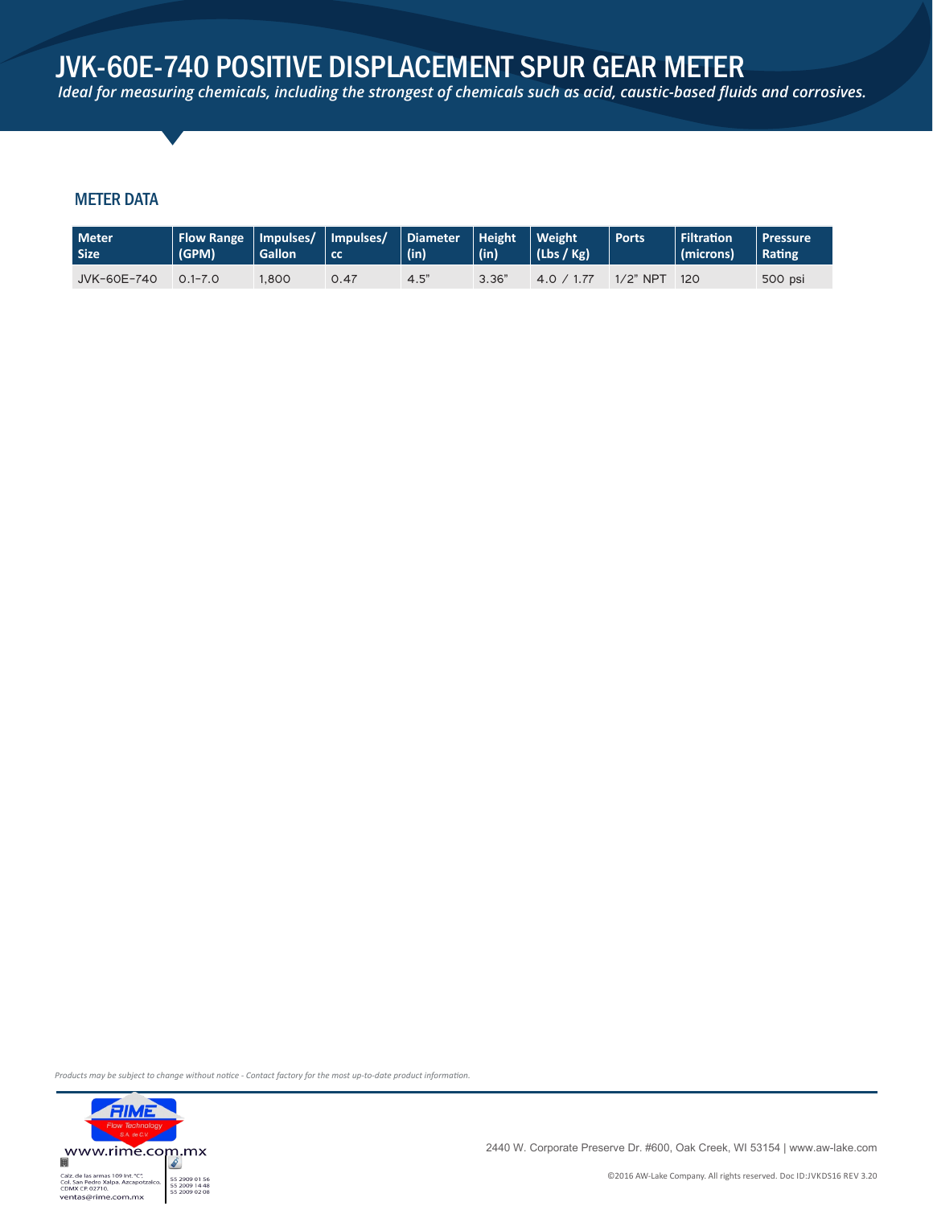# JVK-60E-740 POSITIVE DISPLACEMENT SPUR GEAR METER

*Ideal for measuring chemicals, including the strongest of chemicals such as acid, caustic-based fluids and corrosives.*

## METER DATA

| Meter Size | Flow Range (GPM) | Impulses/ Gallon | Impulses/ cc | Diameter (in) | Height (in) | Weight (Lbs / Kg) | Ports | Filtration (microns) | Pressure Rating |
|---|---|---|---|---|---|---|---|---|---|
| JVK-60E-740 | 0.1-7.0 | 1,800 | 0.47 | 4.5" | 3.36" | 4.0 / 1.77 | 1/2" NPT | 120 | 500 psi |

*Products may be subject to change without notice - Contact factory for the most up-to-date product information.*

RIME Flow Technology S.A. de C.V.
www.rime.com.mx
Calz. de las armas 109 Int. "C", Col. San Pedro Xalpa, Azcapotzalco, CDMX CP. 02710.
ventas@rime.com.mx
55 2909 01 56
55 2009 14 48
55 2009 02 08

2440 W. Corporate Preserve Dr. #600, Oak Creek, WI 53154 | www.aw-lake.com

©2016 AW-Lake Company. All rights reserved. Doc ID:JVKDS16 REV 3.20